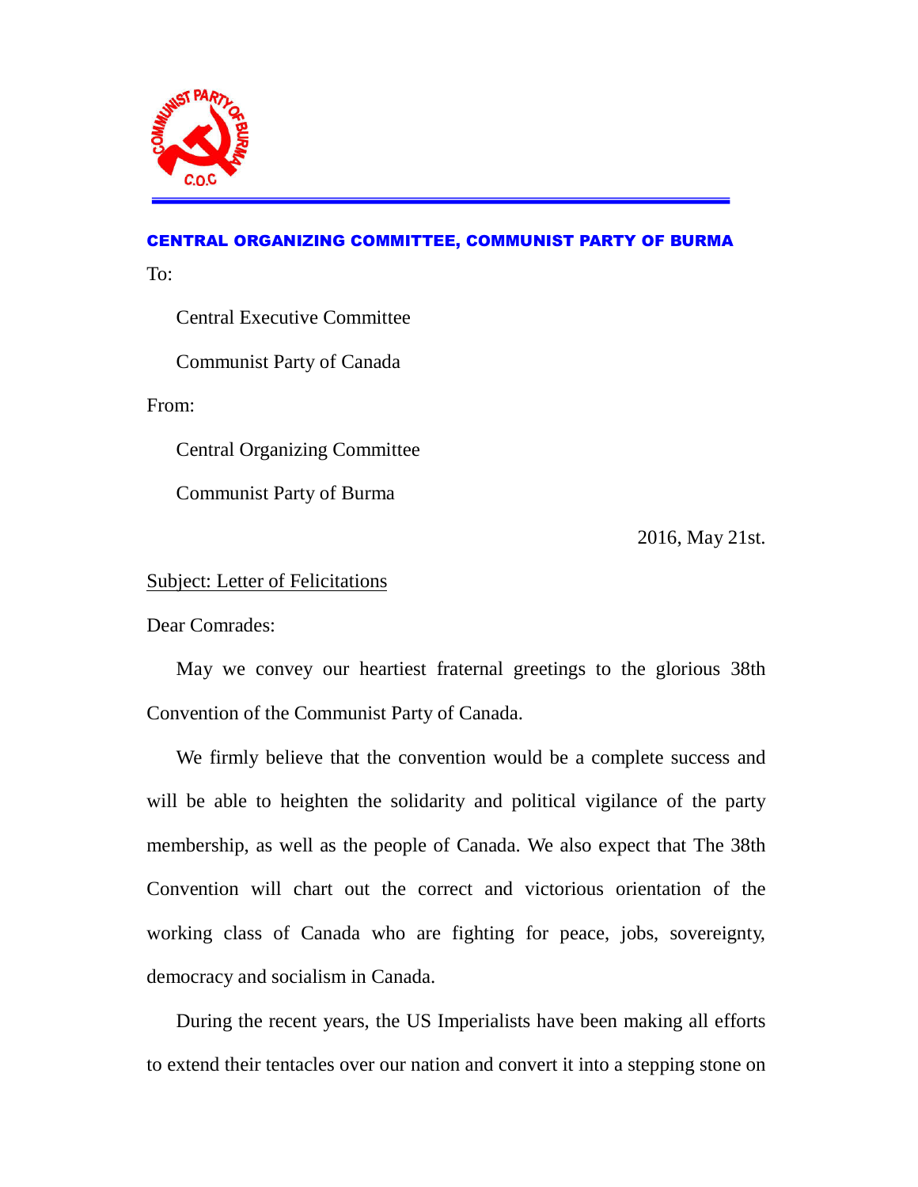**CENTRAL ORGANIZING COMMITTEE, COMMUNIST PARTY OF BURMA**

To:

Central Executive Committee

Communist Party of Canada

From:

Central Organizing Committee

Communist Party of Burma

2016, May 21st.

Subject: Letter of Felicitations

Dear Comrades:

May we convey our heartiest fraternal greetings to the glorious 38th Convention of the Communist Party of Canada.

We firmly believe that the convention would be a complete success and will be able to heighten the solidarity and political vigilance of the party membership, as well as the people of Canada. We also expect that The 38th Convention will chart out the correct and victorious orientation of the working class of Canada who are fighting for peace, jobs, sovereignty, democracy and socialism in Canada.

During the recent years, the US Imperialists have been making all efforts to extend their tentacles over our nation and convert it into a stepping stone on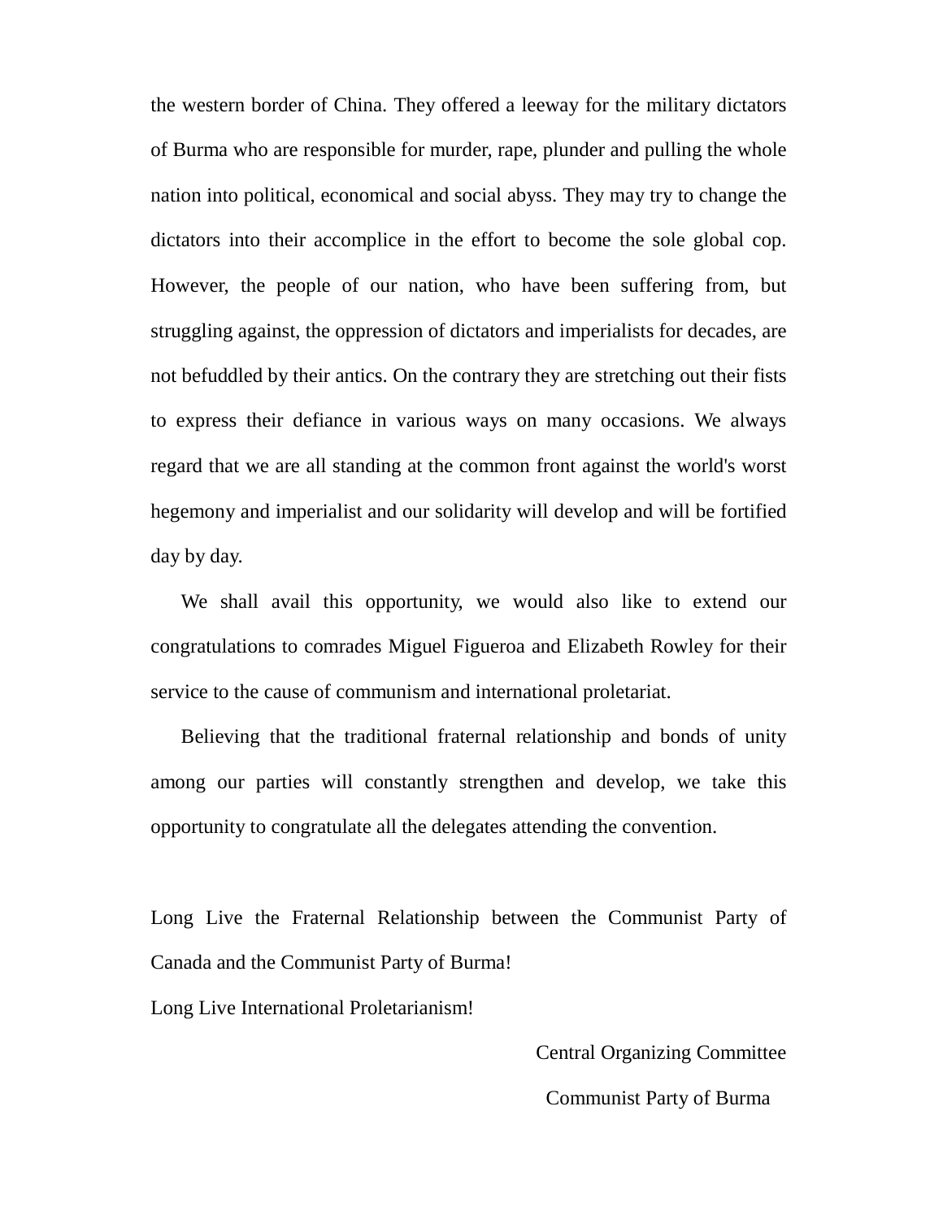the western border of China. They offered a leeway for the military dictators of Burma who are responsible for murder, rape, plunder and pulling the whole nation into political, economical and social abyss. They may try to change the dictators into their accomplice in the effort to become the sole global cop. However, the people of our nation, who have been suffering from, but struggling against, the oppression of dictators and imperialists for decades, are not befuddled by their antics. On the contrary they are stretching out their fists to express their defiance in various ways on many occasions. We always regard that we are all standing at the common front against the world's worst hegemony and imperialist and our solidarity will develop and will be fortified day by day.

We shall avail this opportunity, we would also like to extend our congratulations to comrades Miguel Figueroa and Elizabeth Rowley for their service to the cause of communism and international proletariat.

Believing that the traditional fraternal relationship and bonds of unity among our parties will constantly strengthen and develop, we take this opportunity to congratulate all the delegates attending the convention.

Long Live the Fraternal Relationship between the Communist Party of Canada and the Communist Party of Burma!

Long Live International Proletarianism!

Central Organizing Committee

Communist Party of Burma